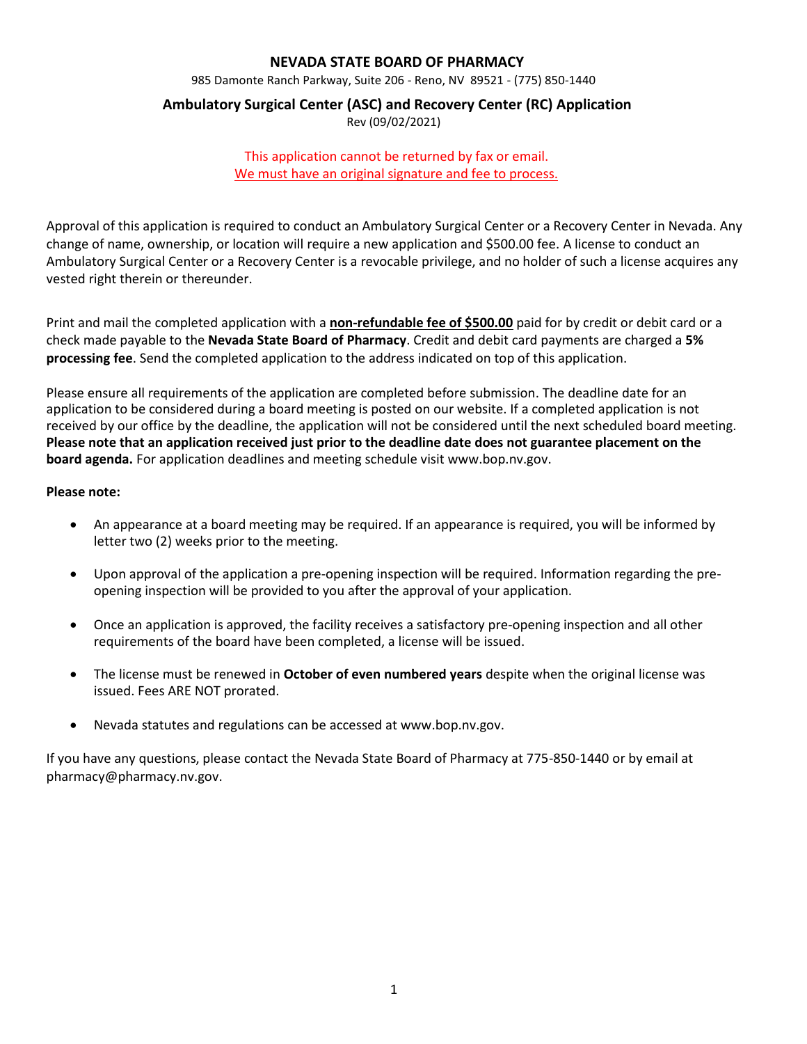# NEVADA STATE BOARD OF PHARMACY

985 Damonte Ranch Parkway, Suite 206 - Reno, NV 89521 - (775) 850-1440

## Ambulatory Surgical Center (ASC) and Recovery Center (RC) Application

Rev (09/02/2021)

This application cannot be returned by fax or email.
We must have an original signature and fee to process.

Approval of this application is required to conduct an Ambulatory Surgical Center or a Recovery Center in Nevada. Any change of name, ownership, or location will require a new application and $500.00 fee. A license to conduct an Ambulatory Surgical Center or a Recovery Center is a revocable privilege, and no holder of such a license acquires any vested right therein or thereunder.

Print and mail the completed application with a **non-refundable fee of $500.00** paid for by credit or debit card or a check made payable to the **Nevada State Board of Pharmacy**. Credit and debit card payments are charged a **5% processing fee**. Send the completed application to the address indicated on top of this application.

Please ensure all requirements of the application are completed before submission. The deadline date for an application to be considered during a board meeting is posted on our website. If a completed application is not received by our office by the deadline, the application will not be considered until the next scheduled board meeting. **Please note that an application received just prior to the deadline date does not guarantee placement on the board agenda.** For application deadlines and meeting schedule visit www.bop.nv.gov.

**Please note:**

- An appearance at a board meeting may be required. If an appearance is required, you will be informed by letter two (2) weeks prior to the meeting.
- Upon approval of the application a pre-opening inspection will be required. Information regarding the pre-opening inspection will be provided to you after the approval of your application.
- Once an application is approved, the facility receives a satisfactory pre-opening inspection and all other requirements of the board have been completed, a license will be issued.
- The license must be renewed in **October of even numbered years** despite when the original license was issued. Fees ARE NOT prorated.
- Nevada statutes and regulations can be accessed at www.bop.nv.gov.

If you have any questions, please contact the Nevada State Board of Pharmacy at 775-850-1440 or by email at pharmacy@pharmacy.nv.gov.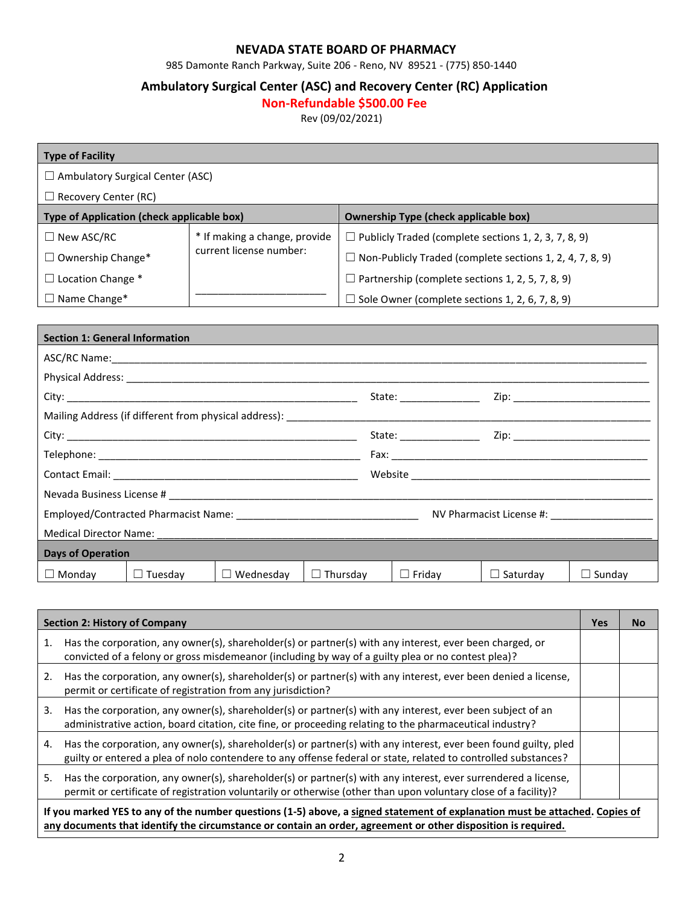## NEVADA STATE BOARD OF PHARMACY

985 Damonte Ranch Parkway, Suite 206 - Reno, NV 89521 - (775) 850-1440

## Ambulatory Surgical Center (ASC) and Recovery Center (RC) Application

**Non-Refundable $500.00 Fee**

Rev (09/02/2021)

| **Type of Facility** | | |
|---|---|---|
| ☐ Ambulatory Surgical Center (ASC) | | |
| ☐ Recovery Center (RC) | | |
| **Type of Application (check applicable box)** | | **Ownership Type (check applicable box)** |
| ☐ New ASC/RC | * If making a change, provide current license number: | ☐ Publicly Traded (complete sections 1, 2, 3, 7, 8, 9) |
| ☐ Ownership Change* | | ☐ Non-Publicly Traded (complete sections 1, 2, 4, 7, 8, 9) |
| ☐ Location Change * | | ☐ Partnership (complete sections 1, 2, 5, 7, 8, 9) |
| ☐ Name Change* | ______________________ | ☐ Sole Owner (complete sections 1, 2, 6, 7, 8, 9) |

### Section 1: General Information

ASC/RC Name: ____________________________________________

Physical Address: ____________________________________________

City: ______________________ State: ____________ Zip: ______________________

Mailing Address (if different from physical address): ______________________

City: ______________________ State: ____________ Zip: ______________________

Telephone: ______________________ Fax: ______________________

Contact Email: ______________________ Website ______________________

Nevada Business License # ____________________________________________

Employed/Contracted Pharmacist Name: ______________________ NV Pharmacist License #: ______________

Medical Director Name: ____________________________________________

**Days of Operation**

| ☐ Monday | ☐ Tuesday | ☐ Wednesday | ☐ Thursday | ☐ Friday | ☐ Saturday | ☐ Sunday |
|---|---|---|---|---|---|---|

| **Section 2: History of Company** | **Yes** | **No** |
|---|---|---|
| 1. Has the corporation, any owner(s), shareholder(s) or partner(s) with any interest, ever been charged, or convicted of a felony or gross misdemeanor (including by way of a guilty plea or no contest plea)? | | |
| 2. Has the corporation, any owner(s), shareholder(s) or partner(s) with any interest, ever been denied a license, permit or certificate of registration from any jurisdiction? | | |
| 3. Has the corporation, any owner(s), shareholder(s) or partner(s) with any interest, ever been subject of an administrative action, board citation, cite fine, or proceeding relating to the pharmaceutical industry? | | |
| 4. Has the corporation, any owner(s), shareholder(s) or partner(s) with any interest, ever been found guilty, pled guilty or entered a plea of nolo contendere to any offense federal or state, related to controlled substances? | | |
| 5. Has the corporation, any owner(s), shareholder(s) or partner(s) with any interest, ever surrendered a license, permit or certificate of registration voluntarily or otherwise (other than upon voluntary close of a facility)? | | |

**If you marked YES to any of the number questions (1-5) above, a signed statement of explanation must be attached. Copies of any documents that identify the circumstance or contain an order, agreement or other disposition is required.**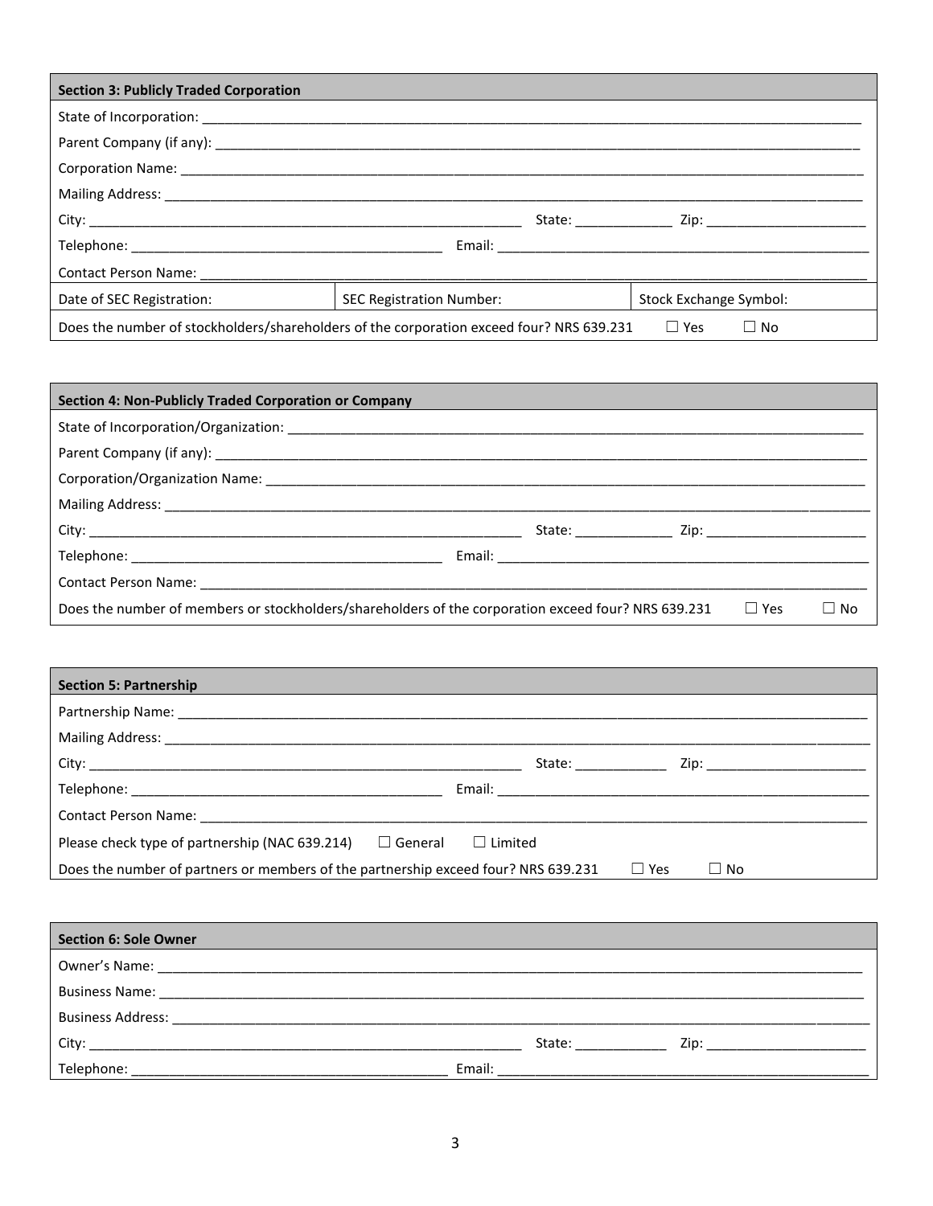| **Section 3: Publicly Traded Corporation** | | |
|---|---|---|
| State of Incorporation: ___ | | |
| Parent Company (if any): ___ | | |
| Corporation Name: ___ | | |
| Mailing Address: ___ | | |
| City: ___ | State: ___ | Zip: ___ |
| Telephone: ___ | Email: ___ | |
| Contact Person Name: ___ | | |
| Date of SEC Registration: | SEC Registration Number: | Stock Exchange Symbol: |
| Does the number of stockholders/shareholders of the corporation exceed four? NRS 639.231 ☐ Yes ☐ No | | |

| **Section 4: Non-Publicly Traded Corporation or Company** | | |
|---|---|---|
| State of Incorporation/Organization: ___ | | |
| Parent Company (if any): ___ | | |
| Corporation/Organization Name: ___ | | |
| Mailing Address: ___ | | |
| City: ___ | State: ___ | Zip: ___ |
| Telephone: ___ | Email: ___ | |
| Contact Person Name: ___ | | |
| Does the number of members or stockholders/shareholders of the corporation exceed four? NRS 639.231 ☐ Yes ☐ No | | |

| **Section 5: Partnership** | | |
|---|---|---|
| Partnership Name: ___ | | |
| Mailing Address: ___ | | |
| City: ___ | State: ___ | Zip: ___ |
| Telephone: ___ | Email: ___ | |
| Contact Person Name: ___ | | |
| Please check type of partnership (NAC 639.214) ☐ General ☐ Limited | | |
| Does the number of partners or members of the partnership exceed four? NRS 639.231 ☐ Yes ☐ No | | |

| **Section 6: Sole Owner** | | |
|---|---|---|
| Owner's Name: ___ | | |
| Business Name: ___ | | |
| Business Address: ___ | | |
| City: ___ | State: ___ | Zip: ___ |
| Telephone: ___ | Email: ___ | |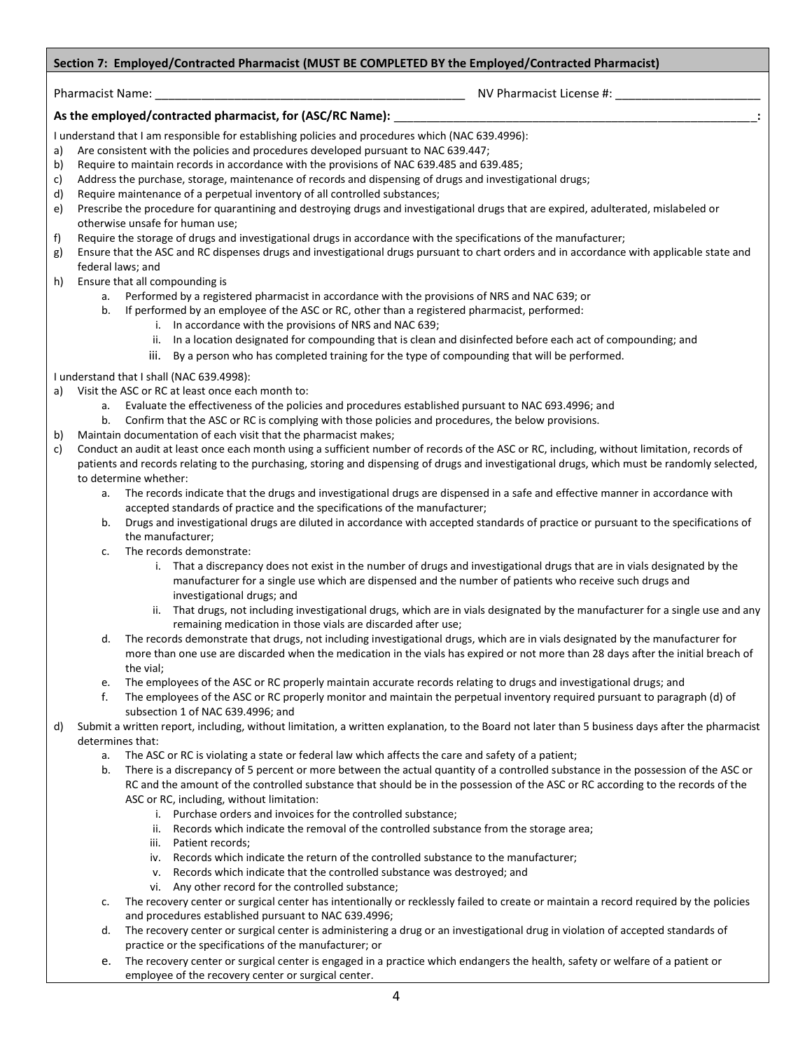## Section 7: Employed/Contracted Pharmacist (MUST BE COMPLETED BY the Employed/Contracted Pharmacist)

Pharmacist Name: ________________________________________________ NV Pharmacist License #: ______________________

**As the employed/contracted pharmacist, for (ASC/RC Name): ________________________________________________________:**

I understand that I am responsible for establishing policies and procedures which (NAC 639.4996):

a) Are consistent with the policies and procedures developed pursuant to NAC 639.447;
b) Require to maintain records in accordance with the provisions of NAC 639.485 and 639.485;
c) Address the purchase, storage, maintenance of records and dispensing of drugs and investigational drugs;
d) Require maintenance of a perpetual inventory of all controlled substances;
e) Prescribe the procedure for quarantining and destroying drugs and investigational drugs that are expired, adulterated, mislabeled or otherwise unsafe for human use;
f) Require the storage of drugs and investigational drugs in accordance with the specifications of the manufacturer;
g) Ensure that the ASC and RC dispenses drugs and investigational drugs pursuant to chart orders and in accordance with applicable state and federal laws; and
h) Ensure that all compounding is
   a. Performed by a registered pharmacist in accordance with the provisions of NRS and NAC 639; or
   b. If performed by an employee of the ASC or RC, other than a registered pharmacist, performed:
      i. In accordance with the provisions of NRS and NAC 639;
      ii. In a location designated for compounding that is clean and disinfected before each act of compounding; and
      iii. By a person who has completed training for the type of compounding that will be performed.

I understand that I shall (NAC 639.4998):

a) Visit the ASC or RC at least once each month to:
   a. Evaluate the effectiveness of the policies and procedures established pursuant to NAC 693.4996; and
   b. Confirm that the ASC or RC is complying with those policies and procedures, the below provisions.
b) Maintain documentation of each visit that the pharmacist makes;
c) Conduct an audit at least once each month using a sufficient number of records of the ASC or RC, including, without limitation, records of patients and records relating to the purchasing, storing and dispensing of drugs and investigational drugs, which must be randomly selected, to determine whether:
   a. The records indicate that the drugs and investigational drugs are dispensed in a safe and effective manner in accordance with accepted standards of practice and the specifications of the manufacturer;
   b. Drugs and investigational drugs are diluted in accordance with accepted standards of practice or pursuant to the specifications of the manufacturer;
   c. The records demonstrate:
      i. That a discrepancy does not exist in the number of drugs and investigational drugs that are in vials designated by the manufacturer for a single use which are dispensed and the number of patients who receive such drugs and investigational drugs; and
      ii. That drugs, not including investigational drugs, which are in vials designated by the manufacturer for a single use and any remaining medication in those vials are discarded after use;
   d. The records demonstrate that drugs, not including investigational drugs, which are in vials designated by the manufacturer for more than one use are discarded when the medication in the vials has expired or not more than 28 days after the initial breach of the vial;
   e. The employees of the ASC or RC properly maintain accurate records relating to drugs and investigational drugs; and
   f. The employees of the ASC or RC properly monitor and maintain the perpetual inventory required pursuant to paragraph (d) of subsection 1 of NAC 639.4996; and
d) Submit a written report, including, without limitation, a written explanation, to the Board not later than 5 business days after the pharmacist determines that:
   a. The ASC or RC is violating a state or federal law which affects the care and safety of a patient;
   b. There is a discrepancy of 5 percent or more between the actual quantity of a controlled substance in the possession of the ASC or RC and the amount of the controlled substance that should be in the possession of the ASC or RC according to the records of the ASC or RC, including, without limitation:
      i. Purchase orders and invoices for the controlled substance;
      ii. Records which indicate the removal of the controlled substance from the storage area;
      iii. Patient records;
      iv. Records which indicate the return of the controlled substance to the manufacturer;
      v. Records which indicate that the controlled substance was destroyed; and
      vi. Any other record for the controlled substance;
   c. The recovery center or surgical center has intentionally or recklessly failed to create or maintain a record required by the policies and procedures established pursuant to NAC 639.4996;
   d. The recovery center or surgical center is administering a drug or an investigational drug in violation of accepted standards of practice or the specifications of the manufacturer; or
   e. The recovery center or surgical center is engaged in a practice which endangers the health, safety or welfare of a patient or employee of the recovery center or surgical center.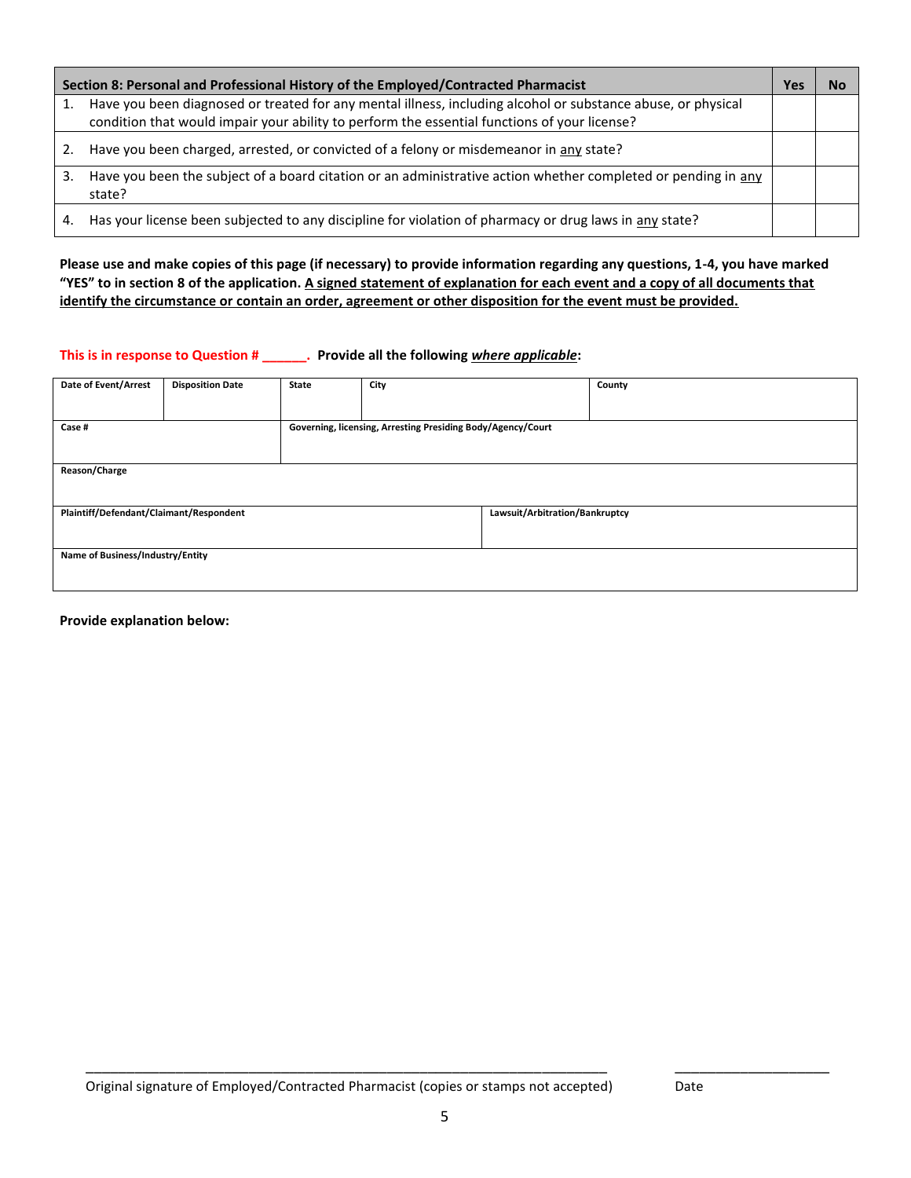| Section 8: Personal and Professional History of the Employed/Contracted Pharmacist | Yes | No |
|---|---|---|
| 1. Have you been diagnosed or treated for any mental illness, including alcohol or substance abuse, or physical condition that would impair your ability to perform the essential functions of your license? | | |
| 2. Have you been charged, arrested, or convicted of a felony or misdemeanor in <u>any</u> state? | | |
| 3. Have you been the subject of a board citation or an administrative action whether completed or pending in <u>any</u> state? | | |
| 4. Has your license been subjected to any discipline for violation of pharmacy or drug laws in <u>any</u> state? | | |

**Please use and make copies of this page (if necessary) to provide information regarding any questions, 1-4, you have marked "YES" to in section 8 of the application. <u>A signed statement of explanation for each event and a copy of all documents that identify the circumstance or contain an order, agreement or other disposition for the event must be provided.</u>**

**This is in response to Question # ______.** **Provide all the following *<u>where applicable</u>*:**

| Date of Event/Arrest | Disposition Date | State | City | County |
|---|---|---|---|---|
| | | | | |
| Case # | | Governing, licensing, Arresting Presiding Body/Agency/Court | | |
| | | | | |
| Reason/Charge | | | | |
| | | | | |
| Plaintiff/Defendant/Claimant/Respondent | | | Lawsuit/Arbitration/Bankruptcy | |
| | | | | |
| Name of Business/Industry/Entity | | | | |
| | | | | |

**Provide explanation below:**

______________________________________________________________________ ____________________

Original signature of Employed/Contracted Pharmacist (copies or stamps not accepted) Date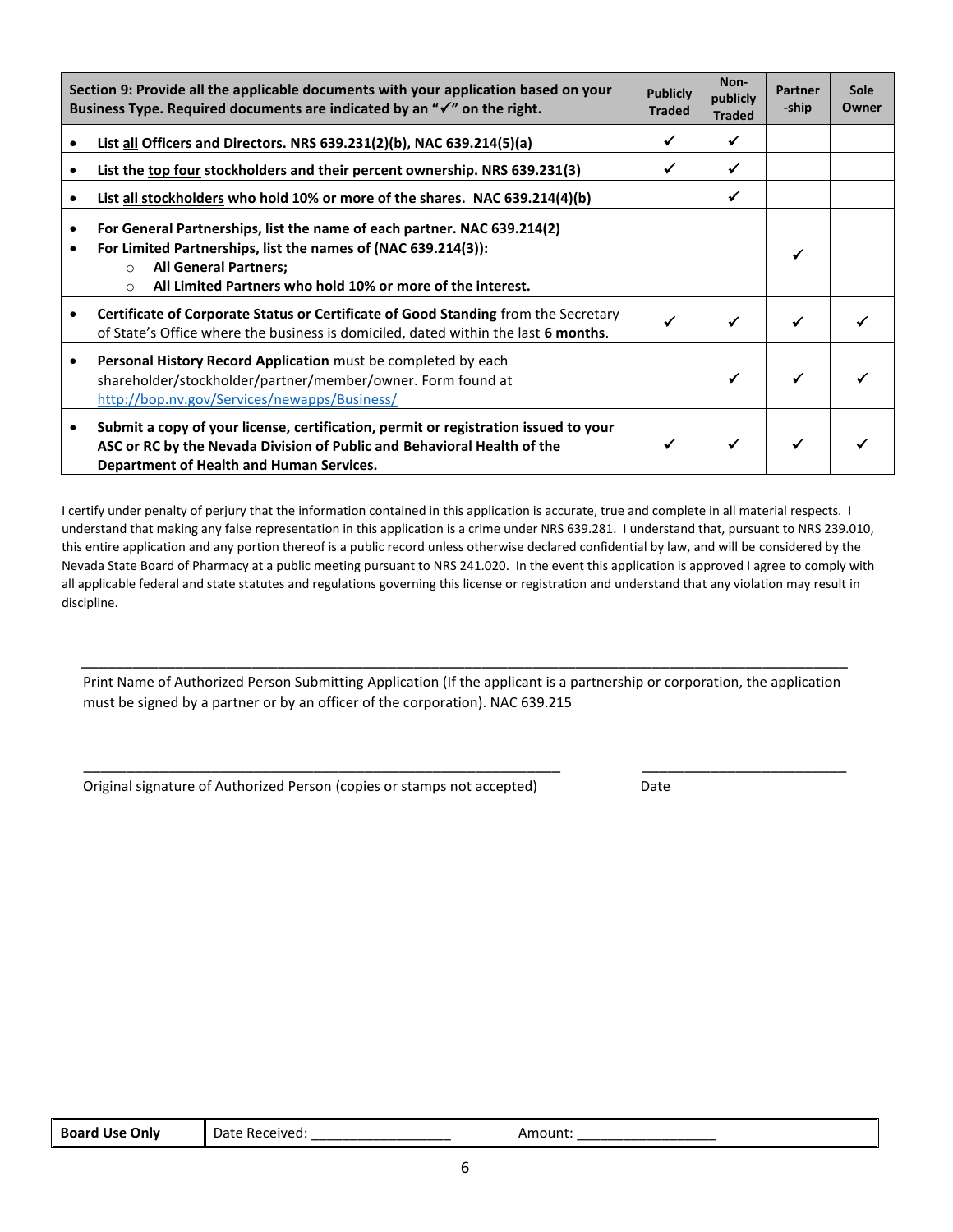| Section 9: Provide all the applicable documents with your application based on your Business Type. Required documents are indicated by an "✓" on the right. | Publicly Traded | Non-publicly Traded | Partner-ship | Sole Owner |
|---|---|---|---|---|
| • **List all Officers and Directors. NRS 639.231(2)(b), NAC 639.214(5)(a)** | ✓ | ✓ | | |
| • **List the top four stockholders and their percent ownership. NRS 639.231(3)** | ✓ | ✓ | | |
| • **List all stockholders who hold 10% or more of the shares. NAC 639.214(4)(b)** | | ✓ | | |
| • **For General Partnerships, list the name of each partner. NAC 639.214(2)**<br>• **For Limited Partnerships, list the names of (NAC 639.214(3)):**<br>○ **All General Partners;**<br>○ **All Limited Partners who hold 10% or more of the interest.** | | | ✓ | |
| • **Certificate of Corporate Status or Certificate of Good Standing** from the Secretary of State's Office where the business is domiciled, dated within the last **6 months**. | ✓ | ✓ | ✓ | ✓ |
| • **Personal History Record Application** must be completed by each shareholder/stockholder/partner/member/owner. Form found at http://bop.nv.gov/Services/newapps/Business/ | | ✓ | ✓ | ✓ |
| • **Submit a copy of your license, certification, permit or registration issued to your ASC or RC by the Nevada Division of Public and Behavioral Health of the Department of Health and Human Services.** | ✓ | ✓ | ✓ | ✓ |

I certify under penalty of perjury that the information contained in this application is accurate, true and complete in all material respects. I understand that making any false representation in this application is a crime under NRS 639.281. I understand that, pursuant to NRS 239.010, this entire application and any portion thereof is a public record unless otherwise declared confidential by law, and will be considered by the Nevada State Board of Pharmacy at a public meeting pursuant to NRS 241.020. In the event this application is approved I agree to comply with all applicable federal and state statutes and regulations governing this license or registration and understand that any violation may result in discipline.

_______________________________________________________________________________

Print Name of Authorized Person Submitting Application (If the applicant is a partnership or corporation, the application must be signed by a partner or by an officer of the corporation). NAC 639.215

_____________________________________________ &nbsp;&nbsp;&nbsp;&nbsp; ____________________

Original signature of Authorized Person (copies or stamps not accepted) &nbsp;&nbsp;&nbsp;&nbsp; Date

| **Board Use Only** | Date Received: ________________ Amount: ________________ |
|---|---|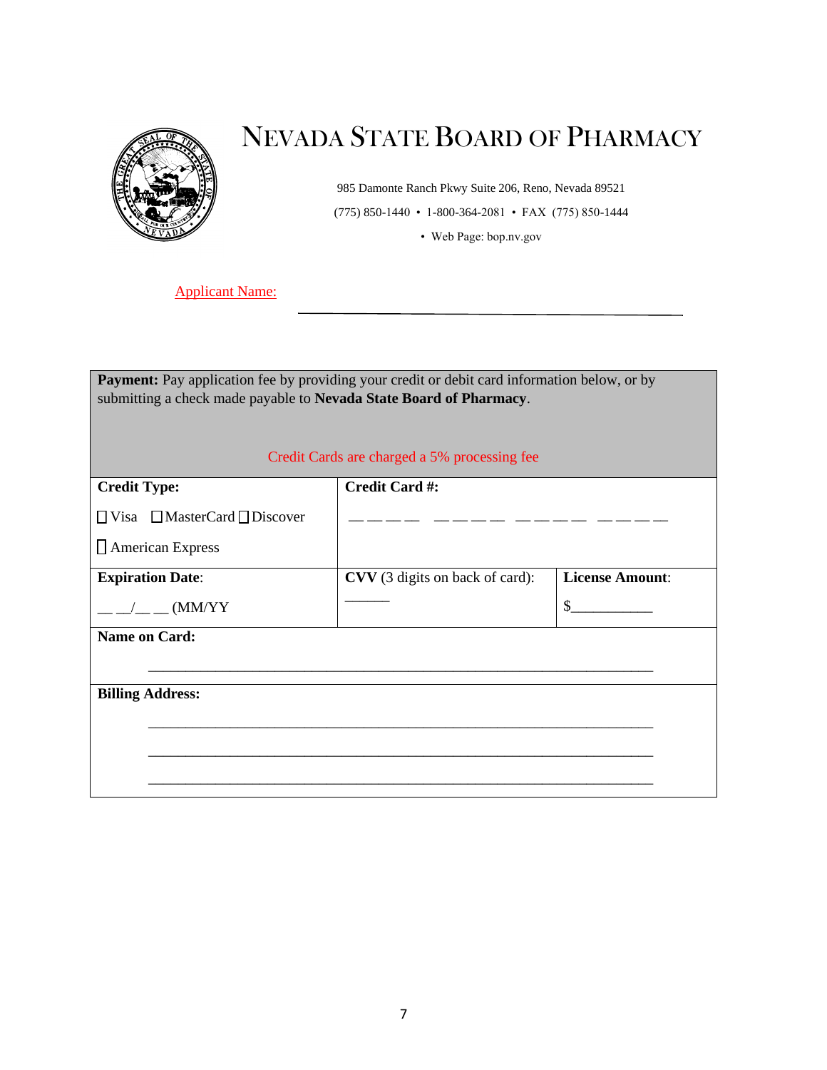# NEVADA STATE BOARD OF PHARMACY

985 Damonte Ranch Pkwy Suite 206, Reno, Nevada 89521

(775) 850-1440 • 1-800-364-2081 • FAX (775) 850-1444

• Web Page: bop.nv.gov

Applicant Name: ______________________________________________

| | | |
|---|---|---|
| **Payment:** Pay application fee by providing your credit or debit card information below, or by submitting a check made payable to **Nevada State Board of Pharmacy**.<br><br>Credit Cards are charged a 5% processing fee | | |
| **Credit Type:**<br>☐ Visa ☐ MasterCard ☐ Discover<br>☐ American Express | **Credit Card #:**<br>_ _ _ _ _ _ _ _ _ _ _ _ _ _ _ _ | |
| **Expiration Date**:<br>_ _/_ _ (MM/YY | **CVV** (3 digits on back of card):<br>______ | **License Amount**:<br>$__________ |
| **Name on Card:**<br>____________________________________________________________ | | |
| **Billing Address:**<br>____________________________________________________________<br>____________________________________________________________<br>____________________________________________________________ | | |